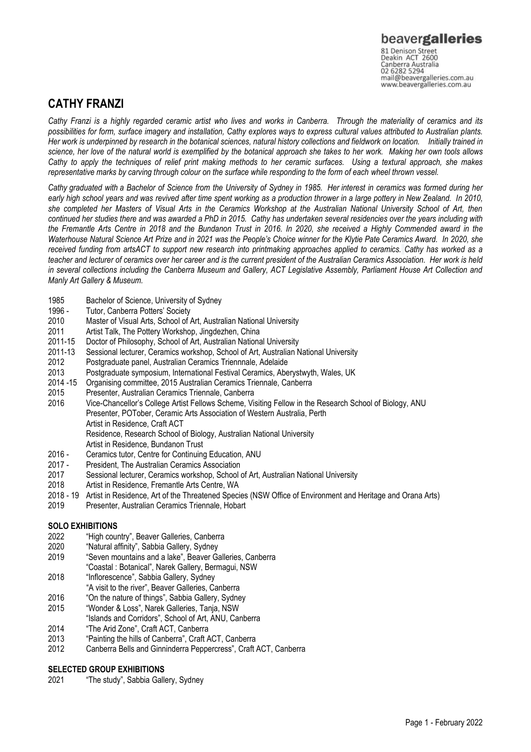beavergalleries
81 Denison Street
Deakin ACT 2600
Canberra Australia
02 6282 5294
mail@beavergalleries.com.au
www.beavergalleries.com.au

# CATHY FRANZI

*Cathy Franzi is a highly regarded ceramic artist who lives and works in Canberra. Through the materiality of ceramics and its possibilities for form, surface imagery and installation, Cathy explores ways to express cultural values attributed to Australian plants. Her work is underpinned by research in the botanical sciences, natural history collections and fieldwork on location. Initially trained in science, her love of the natural world is exemplified by the botanical approach she takes to her work. Making her own tools allows Cathy to apply the techniques of relief print making methods to her ceramic surfaces. Using a textural approach, she makes representative marks by carving through colour on the surface while responding to the form of each wheel thrown vessel.*

*Cathy graduated with a Bachelor of Science from the University of Sydney in 1985. Her interest in ceramics was formed during her early high school years and was revived after time spent working as a production thrower in a large pottery in New Zealand. In 2010, she completed her Masters of Visual Arts in the Ceramics Workshop at the Australian National University School of Art, then continued her studies there and was awarded a PhD in 2015. Cathy has undertaken several residencies over the years including with the Fremantle Arts Centre in 2018 and the Bundanon Trust in 2016. In 2020, she received a Highly Commended award in the Waterhouse Natural Science Art Prize and in 2021 was the People's Choice winner for the Klytie Pate Ceramics Award. In 2020, she received funding from artsACT to support new research into printmaking approaches applied to ceramics. Cathy has worked as a teacher and lecturer of ceramics over her career and is the current president of the Australian Ceramics Association. Her work is held in several collections including the Canberra Museum and Gallery, ACT Legislative Assembly, Parliament House Art Collection and Manly Art Gallery & Museum.*

1985 Bachelor of Science, University of Sydney
1996 - Tutor, Canberra Potters' Society
2010 Master of Visual Arts, School of Art, Australian National University
2011 Artist Talk, The Pottery Workshop, Jingdezhen, China
2011-15 Doctor of Philosophy, School of Art, Australian National University
2011-13 Sessional lecturer, Ceramics workshop, School of Art, Australian National University
2012 Postgraduate panel, Australian Ceramics Triennnale, Adelaide
2013 Postgraduate symposium, International Festival Ceramics, Aberystwyth, Wales, UK
2014 -15 Organising committee, 2015 Australian Ceramics Triennale, Canberra
2015 Presenter, Australian Ceramics Triennale, Canberra
2016 Vice-Chancellor's College Artist Fellows Scheme, Visiting Fellow in the Research School of Biology, ANU
Presenter, POTober, Ceramic Arts Association of Western Australia, Perth
Artist in Residence, Craft ACT
Residence, Research School of Biology, Australian National University
Artist in Residence, Bundanon Trust
2016 - Ceramics tutor, Centre for Continuing Education, ANU
2017 - President, The Australian Ceramics Association
2017 Sessional lecturer, Ceramics workshop, School of Art, Australian National University
2018 Artist in Residence, Fremantle Arts Centre, WA
2018 - 19 Artist in Residence, Art of the Threatened Species (NSW Office of Environment and Heritage and Orana Arts)
2019 Presenter, Australian Ceramics Triennale, Hobart

## SOLO EXHIBITIONS

2022 "High country", Beaver Galleries, Canberra
2020 "Natural affinity", Sabbia Gallery, Sydney
2019 "Seven mountains and a lake", Beaver Galleries, Canberra
"Coastal : Botanical", Narek Gallery, Bermagui, NSW
2018 "Inflorescence", Sabbia Gallery, Sydney
"A visit to the river", Beaver Galleries, Canberra
2016 "On the nature of things", Sabbia Gallery, Sydney
2015 "Wonder & Loss", Narek Galleries, Tanja, NSW
"Islands and Corridors", School of Art, ANU, Canberra
2014 "The Arid Zone", Craft ACT, Canberra
2013 "Painting the hills of Canberra", Craft ACT, Canberra
2012 Canberra Bells and Ginninderra Peppercress", Craft ACT, Canberra

## SELECTED GROUP EXHIBITIONS

2021 "The study", Sabbia Gallery, Sydney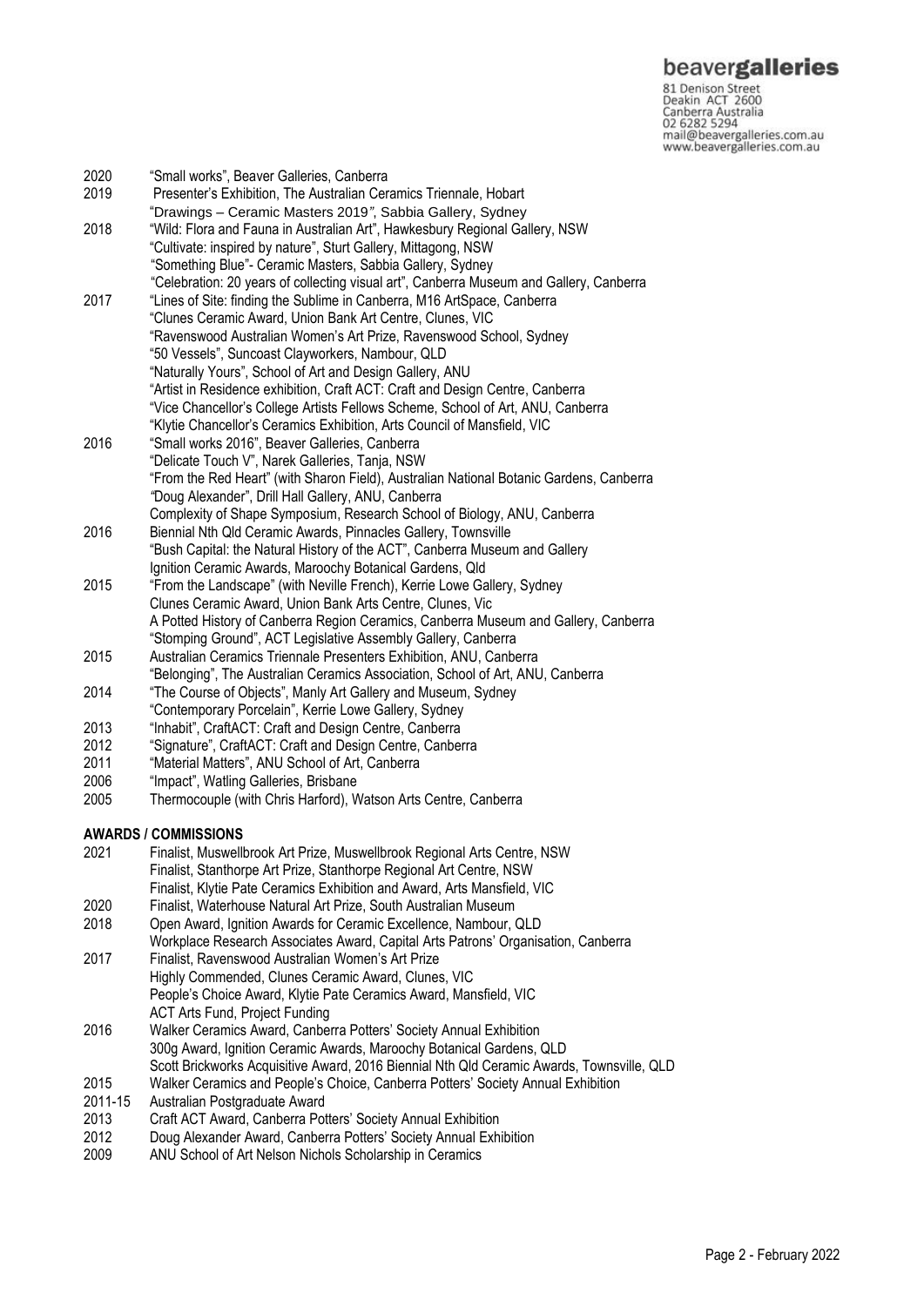| | |
|---|---|
| 2020 | "Small works", Beaver Galleries, Canberra |
| 2019 | Presenter's Exhibition, The Australian Ceramics Triennale, Hobart |
| | "Drawings – Ceramic Masters 2019", Sabbia Gallery, Sydney |
| 2018 | "Wild: Flora and Fauna in Australian Art", Hawkesbury Regional Gallery, NSW |
| | "Cultivate: inspired by nature", Sturt Gallery, Mittagong, NSW |
| | "Something Blue"- Ceramic Masters, Sabbia Gallery, Sydney |
| | "Celebration: 20 years of collecting visual art", Canberra Museum and Gallery, Canberra |
| 2017 | "Lines of Site: finding the Sublime in Canberra, M16 ArtSpace, Canberra |
| | "Clunes Ceramic Award, Union Bank Art Centre, Clunes, VIC |
| | "Ravenswood Australian Women's Art Prize, Ravenswood School, Sydney |
| | "50 Vessels", Suncoast Clayworkers, Nambour, QLD |
| | "Naturally Yours", School of Art and Design Gallery, ANU |
| | "Artist in Residence exhibition, Craft ACT: Craft and Design Centre, Canberra |
| | "Vice Chancellor's College Artists Fellows Scheme, School of Art, ANU, Canberra |
| | "Klytie Chancellor's Ceramics Exhibition, Arts Council of Mansfield, VIC |
| 2016 | "Small works 2016", Beaver Galleries, Canberra |
| | "Delicate Touch V", Narek Galleries, Tanja, NSW |
| | "From the Red Heart" (with Sharon Field), Australian National Botanic Gardens, Canberra |
| | "Doug Alexander", Drill Hall Gallery, ANU, Canberra |
| | Complexity of Shape Symposium, Research School of Biology, ANU, Canberra |
| 2016 | Biennial Nth Qld Ceramic Awards, Pinnacles Gallery, Townsville |
| | "Bush Capital: the Natural History of the ACT", Canberra Museum and Gallery |
| | Ignition Ceramic Awards, Maroochy Botanical Gardens, Qld |
| 2015 | "From the Landscape" (with Neville French), Kerrie Lowe Gallery, Sydney |
| | Clunes Ceramic Award, Union Bank Arts Centre, Clunes, Vic |
| | A Potted History of Canberra Region Ceramics, Canberra Museum and Gallery, Canberra |
| | "Stomping Ground", ACT Legislative Assembly Gallery, Canberra |
| 2015 | Australian Ceramics Triennale Presenters Exhibition, ANU, Canberra |
| | "Belonging", The Australian Ceramics Association, School of Art, ANU, Canberra |
| 2014 | "The Course of Objects", Manly Art Gallery and Museum, Sydney |
| | "Contemporary Porcelain", Kerrie Lowe Gallery, Sydney |
| 2013 | "Inhabit", CraftACT: Craft and Design Centre, Canberra |
| 2012 | "Signature", CraftACT: Craft and Design Centre, Canberra |
| 2011 | "Material Matters", ANU School of Art, Canberra |
| 2006 | "Impact", Watling Galleries, Brisbane |
| 2005 | Thermocouple (with Chris Harford), Watson Arts Centre, Canberra |

## AWARDS / COMMISSIONS

| | |
|---|---|
| 2021 | Finalist, Muswellbrook Art Prize, Muswellbrook Regional Arts Centre, NSW |
| | Finalist, Stanthorpe Art Prize, Stanthorpe Regional Art Centre, NSW |
| | Finalist, Klytie Pate Ceramics Exhibition and Award, Arts Mansfield, VIC |
| 2020 | Finalist, Waterhouse Natural Art Prize, South Australian Museum |
| 2018 | Open Award, Ignition Awards for Ceramic Excellence, Nambour, QLD |
| | Workplace Research Associates Award, Capital Arts Patrons' Organisation, Canberra |
| 2017 | Finalist, Ravenswood Australian Women's Art Prize |
| | Highly Commended, Clunes Ceramic Award, Clunes, VIC |
| | People's Choice Award, Klytie Pate Ceramics Award, Mansfield, VIC |
| | ACT Arts Fund, Project Funding |
| 2016 | Walker Ceramics Award, Canberra Potters' Society Annual Exhibition |
| | 300g Award, Ignition Ceramic Awards, Maroochy Botanical Gardens, QLD |
| | Scott Brickworks Acquisitive Award, 2016 Biennial Nth Qld Ceramic Awards, Townsville, QLD |
| 2015 | Walker Ceramics and People's Choice, Canberra Potters' Society Annual Exhibition |
| 2011-15 | Australian Postgraduate Award |
| 2013 | Craft ACT Award, Canberra Potters' Society Annual Exhibition |
| 2012 | Doug Alexander Award, Canberra Potters' Society Annual Exhibition |
| 2009 | ANU School of Art Nelson Nichols Scholarship in Ceramics |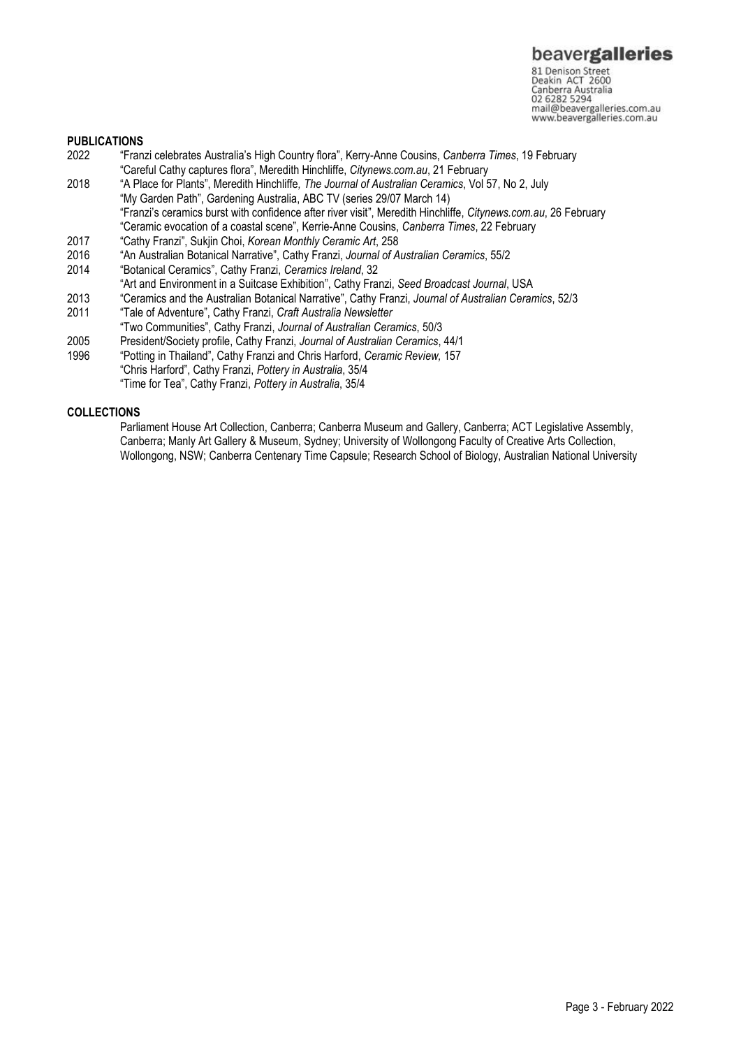## PUBLICATIONS

| | |
|---|---|
| 2022 | "Franzi celebrates Australia's High Country flora", Kerry-Anne Cousins, *Canberra Times*, 19 February |
| | "Careful Cathy captures flora", Meredith Hinchliffe, *Citynews.com.au*, 21 February |
| 2018 | "A Place for Plants", Meredith Hinchliffe, *The Journal of Australian Ceramics*, Vol 57, No 2, July |
| | "My Garden Path", Gardening Australia, ABC TV (series 29/07 March 14) |
| | "Franzi's ceramics burst with confidence after river visit", Meredith Hinchliffe, *Citynews.com.au*, 26 February |
| | "Ceramic evocation of a coastal scene", Kerrie-Anne Cousins, *Canberra Times*, 22 February |
| 2017 | "Cathy Franzi", Sukjin Choi, *Korean Monthly Ceramic Art*, 258 |
| 2016 | "An Australian Botanical Narrative", Cathy Franzi, *Journal of Australian Ceramics*, 55/2 |
| 2014 | "Botanical Ceramics", Cathy Franzi, *Ceramics Ireland*, 32 |
| | "Art and Environment in a Suitcase Exhibition", Cathy Franzi, *Seed Broadcast Journal*, USA |
| 2013 | "Ceramics and the Australian Botanical Narrative", Cathy Franzi, *Journal of Australian Ceramics*, 52/3 |
| 2011 | "Tale of Adventure", Cathy Franzi, *Craft Australia Newsletter* |
| | "Two Communities", Cathy Franzi, *Journal of Australian Ceramics*, 50/3 |
| 2005 | President/Society profile, Cathy Franzi, *Journal of Australian Ceramics*, 44/1 |
| 1996 | "Potting in Thailand", Cathy Franzi and Chris Harford, *Ceramic Review*, 157 |
| | "Chris Harford", Cathy Franzi, *Pottery in Australia*, 35/4 |
| | "Time for Tea", Cathy Franzi, *Pottery in Australia*, 35/4 |

## COLLECTIONS

Parliament House Art Collection, Canberra; Canberra Museum and Gallery, Canberra; ACT Legislative Assembly, Canberra; Manly Art Gallery & Museum, Sydney; University of Wollongong Faculty of Creative Arts Collection, Wollongong, NSW; Canberra Centenary Time Capsule; Research School of Biology, Australian National University